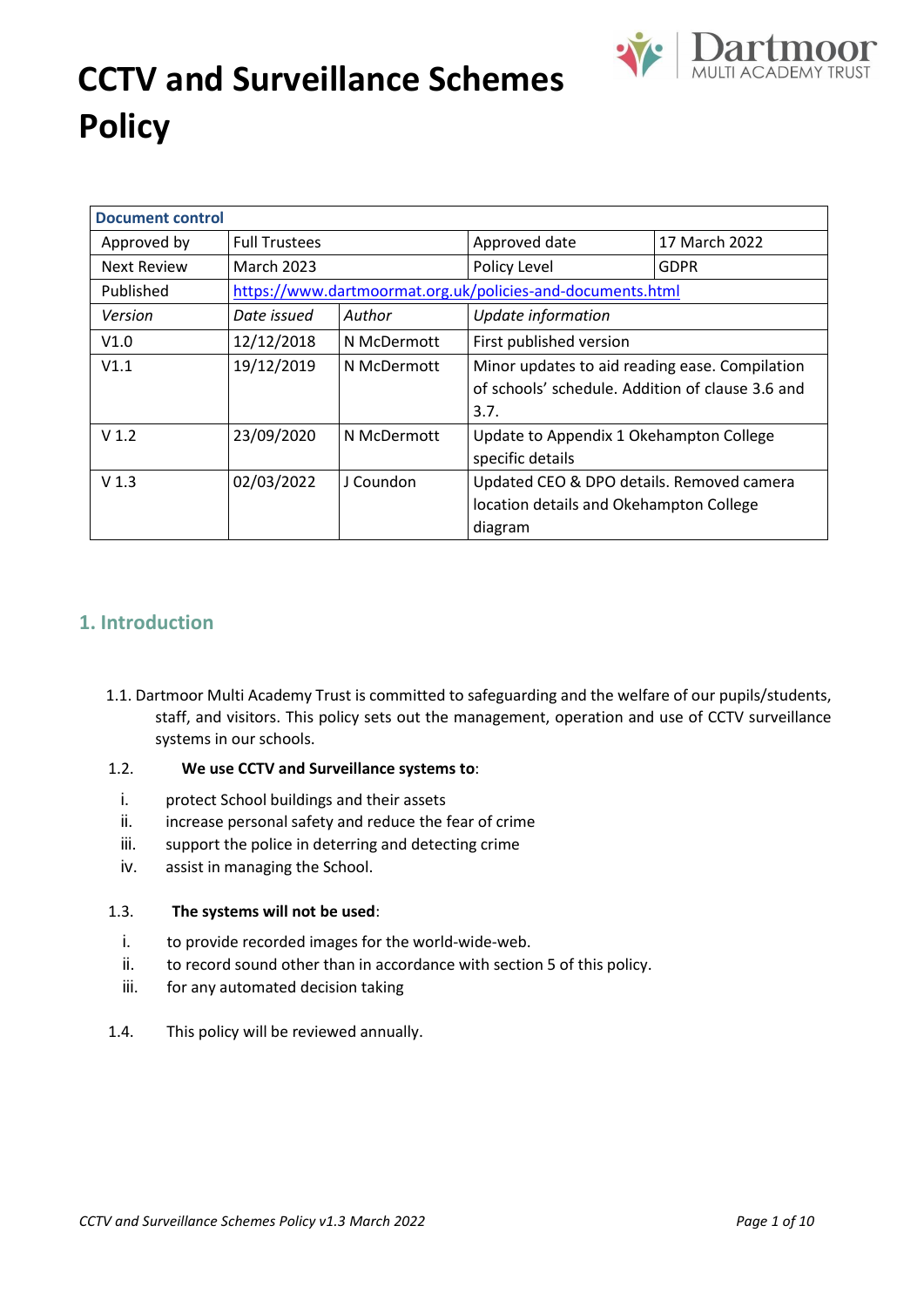# CCTV and Surveillance Schemes Policy

| Document control | | | | |
|---|---|---|---|---|
| Approved by | Full Trustees | | Approved date | 17 March 2022 |
| Next Review | March 2023 | | Policy Level | GDPR |
| Published | https://www.dartmoormat.org.uk/policies-and-documents.html | | | |
| *Version* | *Date issued* | *Author* | *Update information* | |
| V1.0 | 12/12/2018 | N McDermott | First published version | |
| V1.1 | 19/12/2019 | N McDermott | Minor updates to aid reading ease. Compilation of schools' schedule. Addition of clause 3.6 and 3.7. | |
| V 1.2 | 23/09/2020 | N McDermott | Update to Appendix 1 Okehampton College specific details | |
| V 1.3 | 02/03/2022 | J Coundon | Updated CEO & DPO details. Removed camera location details and Okehampton College diagram | |

## 1. Introduction

1.1. Dartmoor Multi Academy Trust is committed to safeguarding and the welfare of our pupils/students, staff, and visitors. This policy sets out the management, operation and use of CCTV surveillance systems in our schools.

1.2. **We use CCTV and Surveillance systems to**:

i. protect School buildings and their assets
ii. increase personal safety and reduce the fear of crime
iii. support the police in deterring and detecting crime
iv. assist in managing the School.

1.3. **The systems will not be used**:

i. to provide recorded images for the world-wide-web.
ii. to record sound other than in accordance with section 5 of this policy.
iii. for any automated decision taking

1.4. This policy will be reviewed annually.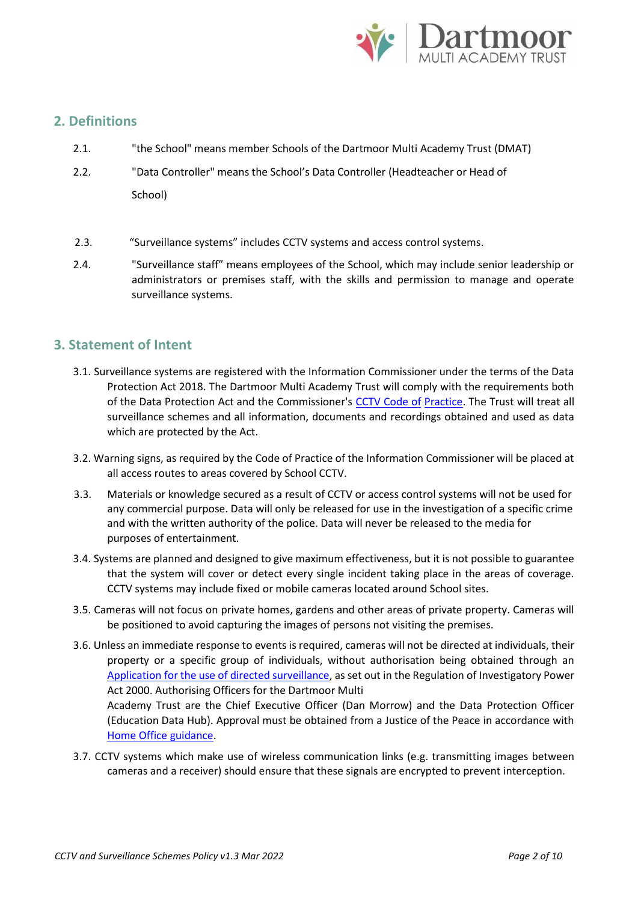## 2. Definitions

2.1. "the School" means member Schools of the Dartmoor Multi Academy Trust (DMAT)

2.2. "Data Controller" means the School's Data Controller (Headteacher or Head of School)

2.3. "Surveillance systems" includes CCTV systems and access control systems.

2.4. "Surveillance staff" means employees of the School, which may include senior leadership or administrators or premises staff, with the skills and permission to manage and operate surveillance systems.

## 3. Statement of Intent

3.1. Surveillance systems are registered with the Information Commissioner under the terms of the Data Protection Act 2018. The Dartmoor Multi Academy Trust will comply with the requirements both of the Data Protection Act and the Commissioner's CCTV Code of Practice. The Trust will treat all surveillance schemes and all information, documents and recordings obtained and used as data which are protected by the Act.

3.2. Warning signs, as required by the Code of Practice of the Information Commissioner will be placed at all access routes to areas covered by School CCTV.

3.3. Materials or knowledge secured as a result of CCTV or access control systems will not be used for any commercial purpose. Data will only be released for use in the investigation of a specific crime and with the written authority of the police. Data will never be released to the media for purposes of entertainment.

3.4. Systems are planned and designed to give maximum effectiveness, but it is not possible to guarantee that the system will cover or detect every single incident taking place in the areas of coverage. CCTV systems may include fixed or mobile cameras located around School sites.

3.5. Cameras will not focus on private homes, gardens and other areas of private property. Cameras will be positioned to avoid capturing the images of persons not visiting the premises.

3.6. Unless an immediate response to events is required, cameras will not be directed at individuals, their property or a specific group of individuals, without authorisation being obtained through an Application for the use of directed surveillance, as set out in the Regulation of Investigatory Power Act 2000. Authorising Officers for the Dartmoor Multi Academy Trust are the Chief Executive Officer (Dan Morrow) and the Data Protection Officer (Education Data Hub). Approval must be obtained from a Justice of the Peace in accordance with Home Office guidance.

3.7. CCTV systems which make use of wireless communication links (e.g. transmitting images between cameras and a receiver) should ensure that these signals are encrypted to prevent interception.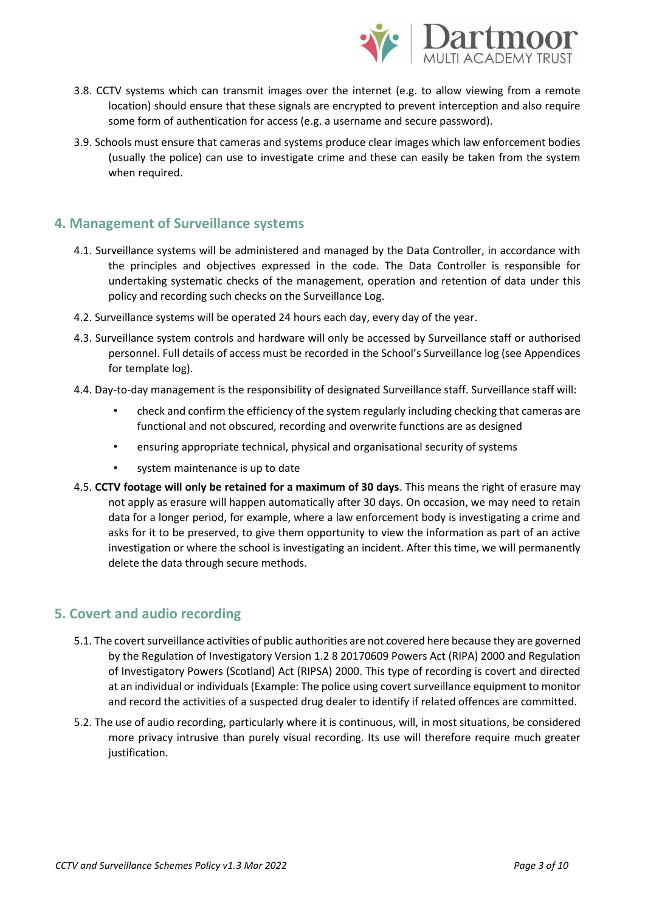3.8. CCTV systems which can transmit images over the internet (e.g. to allow viewing from a remote location) should ensure that these signals are encrypted to prevent interception and also require some form of authentication for access (e.g. a username and secure password).

3.9. Schools must ensure that cameras and systems produce clear images which law enforcement bodies (usually the police) can use to investigate crime and these can easily be taken from the system when required.

## 4. Management of Surveillance systems

4.1. Surveillance systems will be administered and managed by the Data Controller, in accordance with the principles and objectives expressed in the code. The Data Controller is responsible for undertaking systematic checks of the management, operation and retention of data under this policy and recording such checks on the Surveillance Log.

4.2. Surveillance systems will be operated 24 hours each day, every day of the year.

4.3. Surveillance system controls and hardware will only be accessed by Surveillance staff or authorised personnel. Full details of access must be recorded in the School's Surveillance log (see Appendices for template log).

4.4. Day-to-day management is the responsibility of designated Surveillance staff. Surveillance staff will:

- check and confirm the efficiency of the system regularly including checking that cameras are functional and not obscured, recording and overwrite functions are as designed
- ensuring appropriate technical, physical and organisational security of systems
- system maintenance is up to date

4.5. **CCTV footage will only be retained for a maximum of 30 days**. This means the right of erasure may not apply as erasure will happen automatically after 30 days. On occasion, we may need to retain data for a longer period, for example, where a law enforcement body is investigating a crime and asks for it to be preserved, to give them opportunity to view the information as part of an active investigation or where the school is investigating an incident. After this time, we will permanently delete the data through secure methods.

## 5. Covert and audio recording

5.1. The covert surveillance activities of public authorities are not covered here because they are governed by the Regulation of Investigatory Version 1.2 8 20170609 Powers Act (RIPA) 2000 and Regulation of Investigatory Powers (Scotland) Act (RIPSA) 2000. This type of recording is covert and directed at an individual or individuals (Example: The police using covert surveillance equipment to monitor and record the activities of a suspected drug dealer to identify if related offences are committed.

5.2. The use of audio recording, particularly where it is continuous, will, in most situations, be considered more privacy intrusive than purely visual recording. Its use will therefore require much greater justification.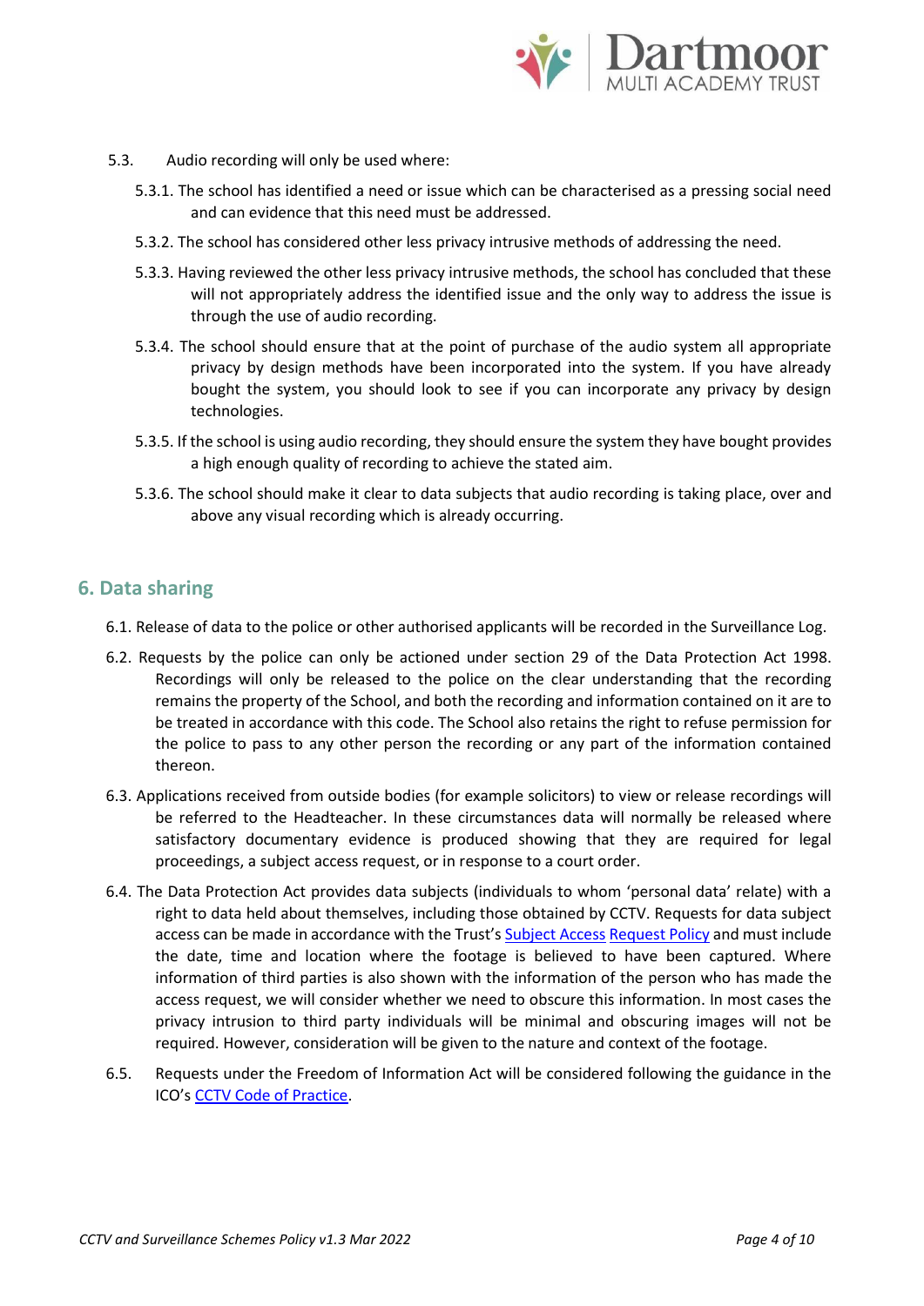5.3. Audio recording will only be used where:

5.3.1. The school has identified a need or issue which can be characterised as a pressing social need and can evidence that this need must be addressed.

5.3.2. The school has considered other less privacy intrusive methods of addressing the need.

5.3.3. Having reviewed the other less privacy intrusive methods, the school has concluded that these will not appropriately address the identified issue and the only way to address the issue is through the use of audio recording.

5.3.4. The school should ensure that at the point of purchase of the audio system all appropriate privacy by design methods have been incorporated into the system. If you have already bought the system, you should look to see if you can incorporate any privacy by design technologies.

5.3.5. If the school is using audio recording, they should ensure the system they have bought provides a high enough quality of recording to achieve the stated aim.

5.3.6. The school should make it clear to data subjects that audio recording is taking place, over and above any visual recording which is already occurring.

## 6. Data sharing

6.1. Release of data to the police or other authorised applicants will be recorded in the Surveillance Log.

6.2. Requests by the police can only be actioned under section 29 of the Data Protection Act 1998. Recordings will only be released to the police on the clear understanding that the recording remains the property of the School, and both the recording and information contained on it are to be treated in accordance with this code. The School also retains the right to refuse permission for the police to pass to any other person the recording or any part of the information contained thereon.

6.3. Applications received from outside bodies (for example solicitors) to view or release recordings will be referred to the Headteacher. In these circumstances data will normally be released where satisfactory documentary evidence is produced showing that they are required for legal proceedings, a subject access request, or in response to a court order.

6.4. The Data Protection Act provides data subjects (individuals to whom 'personal data' relate) with a right to data held about themselves, including those obtained by CCTV. Requests for data subject access can be made in accordance with the Trust's Subject Access Request Policy and must include the date, time and location where the footage is believed to have been captured. Where information of third parties is also shown with the information of the person who has made the access request, we will consider whether we need to obscure this information. In most cases the privacy intrusion to third party individuals will be minimal and obscuring images will not be required. However, consideration will be given to the nature and context of the footage.

6.5. Requests under the Freedom of Information Act will be considered following the guidance in the ICO's CCTV Code of Practice.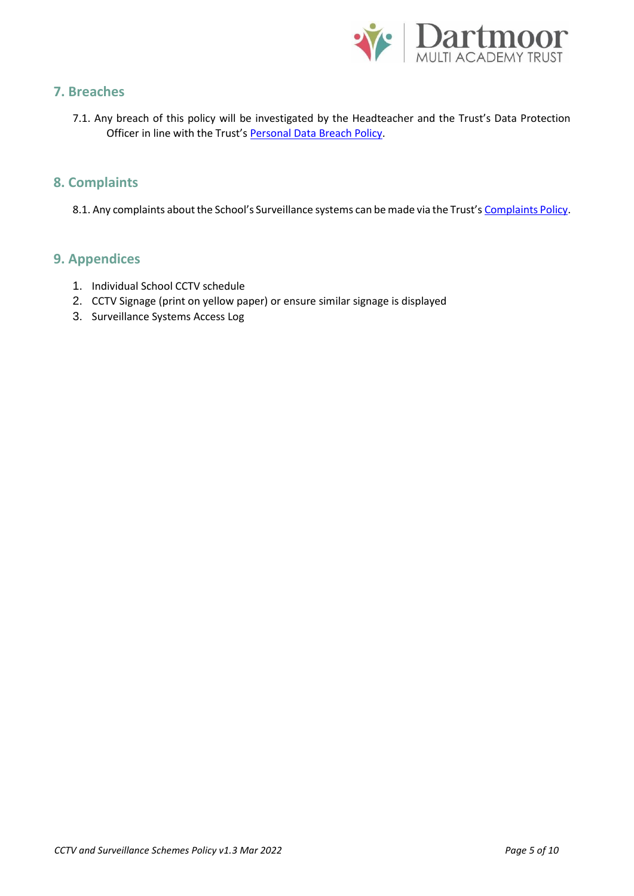## 7. Breaches

7.1. Any breach of this policy will be investigated by the Headteacher and the Trust's Data Protection Officer in line with the Trust's Personal Data Breach Policy.

## 8. Complaints

8.1. Any complaints about the School's Surveillance systems can be made via the Trust's Complaints Policy.

## 9. Appendices

1. Individual School CCTV schedule
2. CCTV Signage (print on yellow paper) or ensure similar signage is displayed
3. Surveillance Systems Access Log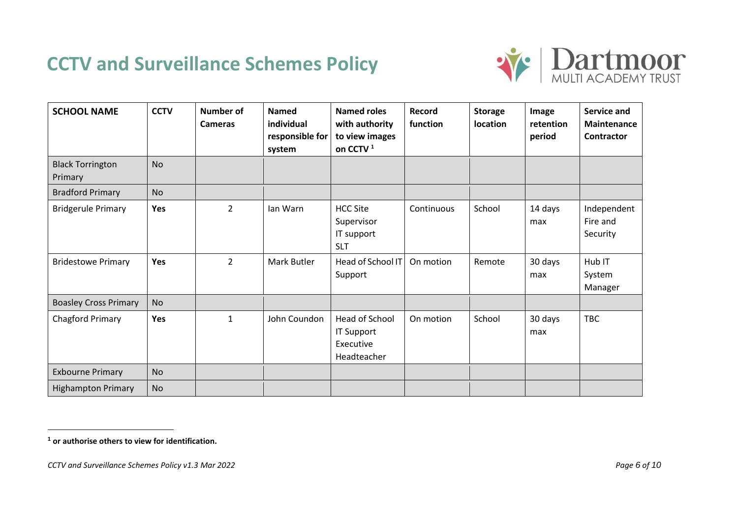# CCTV and Surveillance Schemes Policy

| SCHOOL NAME | CCTV | Number of Cameras | Named individual responsible for system | Named roles with authority to view images on CCTV [1] | Record function | Storage location | Image retention period | Service and Maintenance Contractor |
|---|---|---|---|---|---|---|---|---|
| Black Torrington Primary | No | | | | | | | |
| Bradford Primary | No | | | | | | | |
| Bridgerule Primary | **Yes** | 2 | Ian Warn | HCC Site Supervisor<br>IT support<br>SLT | Continuous | School | 14 days max | Independent Fire and Security |
| Bridestowe Primary | **Yes** | 2 | Mark Butler | Head of School IT Support | On motion | Remote | 30 days max | Hub IT System Manager |
| Boasley Cross Primary | No | | | | | | | |
| Chagford Primary | **Yes** | 1 | John Coundon | Head of School<br>IT Support<br>Executive Headteacher | On motion | School | 30 days max | TBC |
| Exbourne Primary | No | | | | | | | |
| Highampton Primary | No | | | | | | | |

[1] **or authorise others to view for identification.**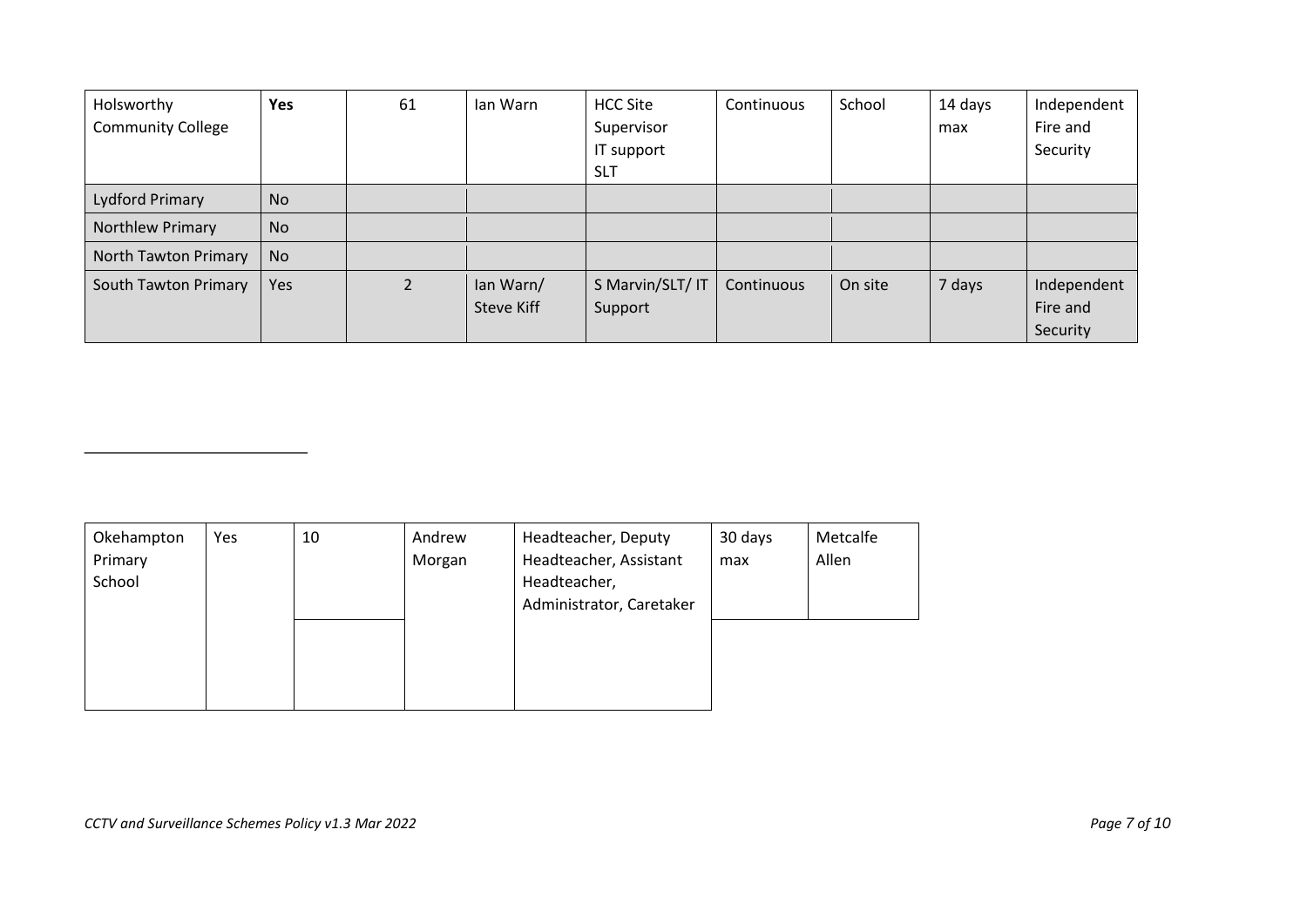| Holsworthy Community College | **Yes** | 61 | Ian Warn | HCC Site Supervisor<br>IT support<br>SLT | Continuous | School | 14 days max | Independent Fire and Security |
|---|---|---|---|---|---|---|---|---|
| Lydford Primary | No | | | | | | | |
| Northlew Primary | No | | | | | | | |
| North Tawton Primary | No | | | | | | | |
| South Tawton Primary | Yes | 2 | Ian Warn/ Steve Kiff | S Marvin/SLT/ IT Support | Continuous | On site | 7 days | Independent Fire and Security |

---

| Okehampton Primary School | Yes | 10 | Andrew Morgan | Headteacher, Deputy Headteacher, Assistant Headteacher, Administrator, Caretaker | 30 days max | Metcalfe Allen |
|---|---|---|---|---|---|---|
| | | | | | | |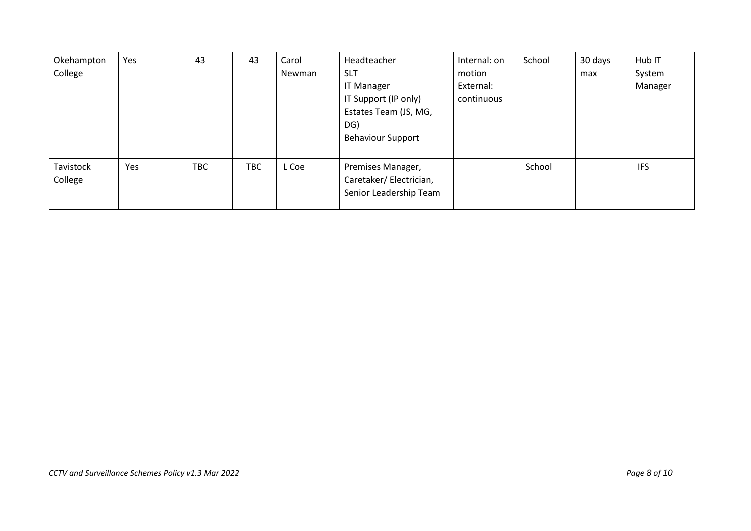| | | | | | | | | | |
|---|---|---|---|---|---|---|---|---|---|
| Okehampton College | Yes | 43 | 43 | Carol Newman | Headteacher<br>SLT<br>IT Manager<br>IT Support (IP only)<br>Estates Team (JS, MG, DG)<br>Behaviour Support | Internal: on motion<br>External: continuous | School | 30 days max | Hub IT System Manager |
| Tavistock College | Yes | TBC | TBC | L Coe | Premises Manager, Caretaker/ Electrician, Senior Leadership Team | | School | | IFS |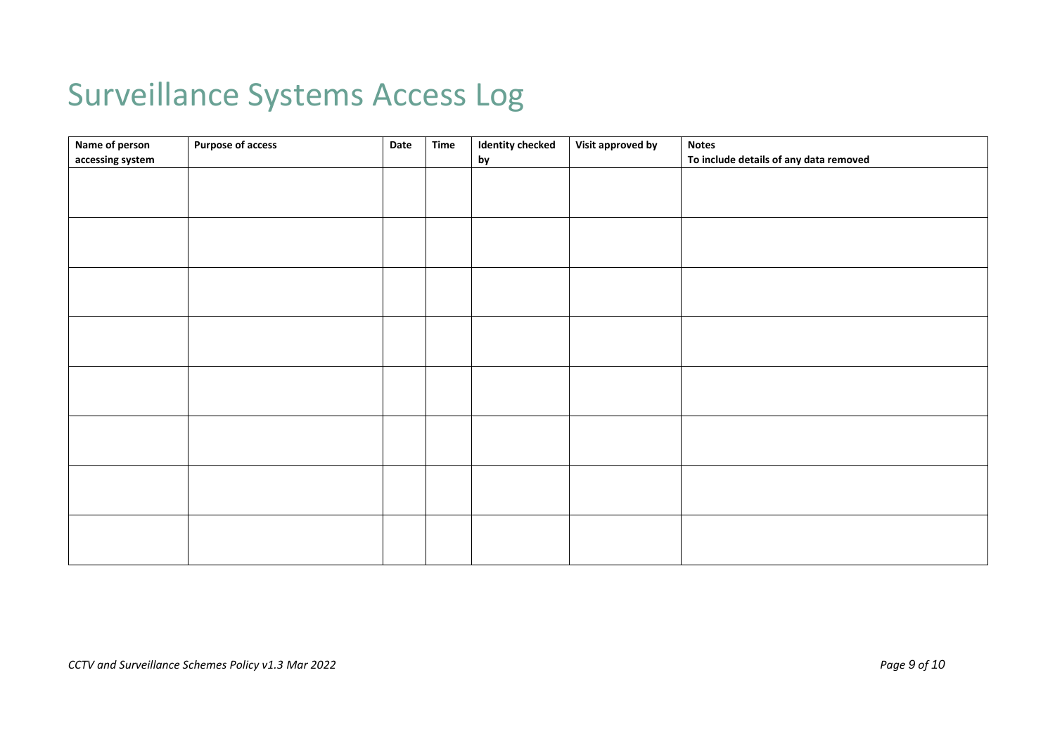# Surveillance Systems Access Log

| **Name of person accessing system** | **Purpose of access** | **Date** | **Time** | **Identity checked by** | **Visit approved by** | **Notes** To include details of any data removed |
|---|---|---|---|---|---|---|
| | | | | | | |
| | | | | | | |
| | | | | | | |
| | | | | | | |
| | | | | | | |
| | | | | | | |
| | | | | | | |
| | | | | | | |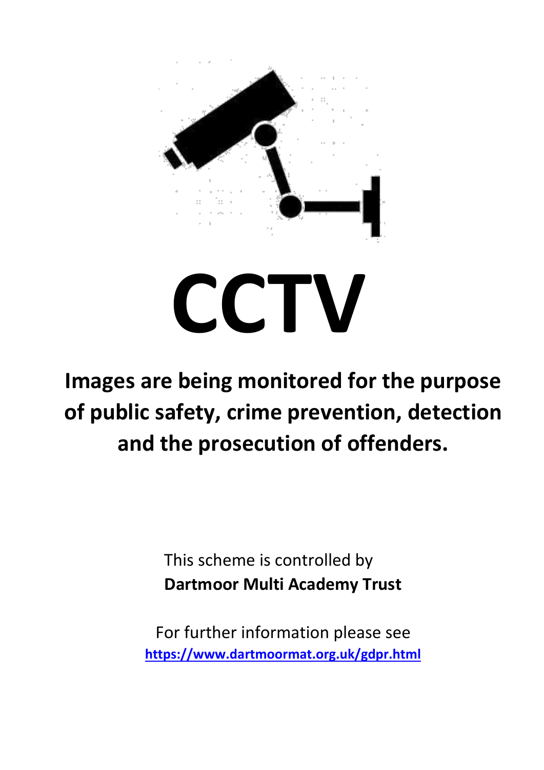# CCTV

**Images are being monitored for the purpose of public safety, crime prevention, detection and the prosecution of offenders.**

This scheme is controlled by
**Dartmoor Multi Academy Trust**

For further information please see
**https://www.dartmoormat.org.uk/gdpr.html**